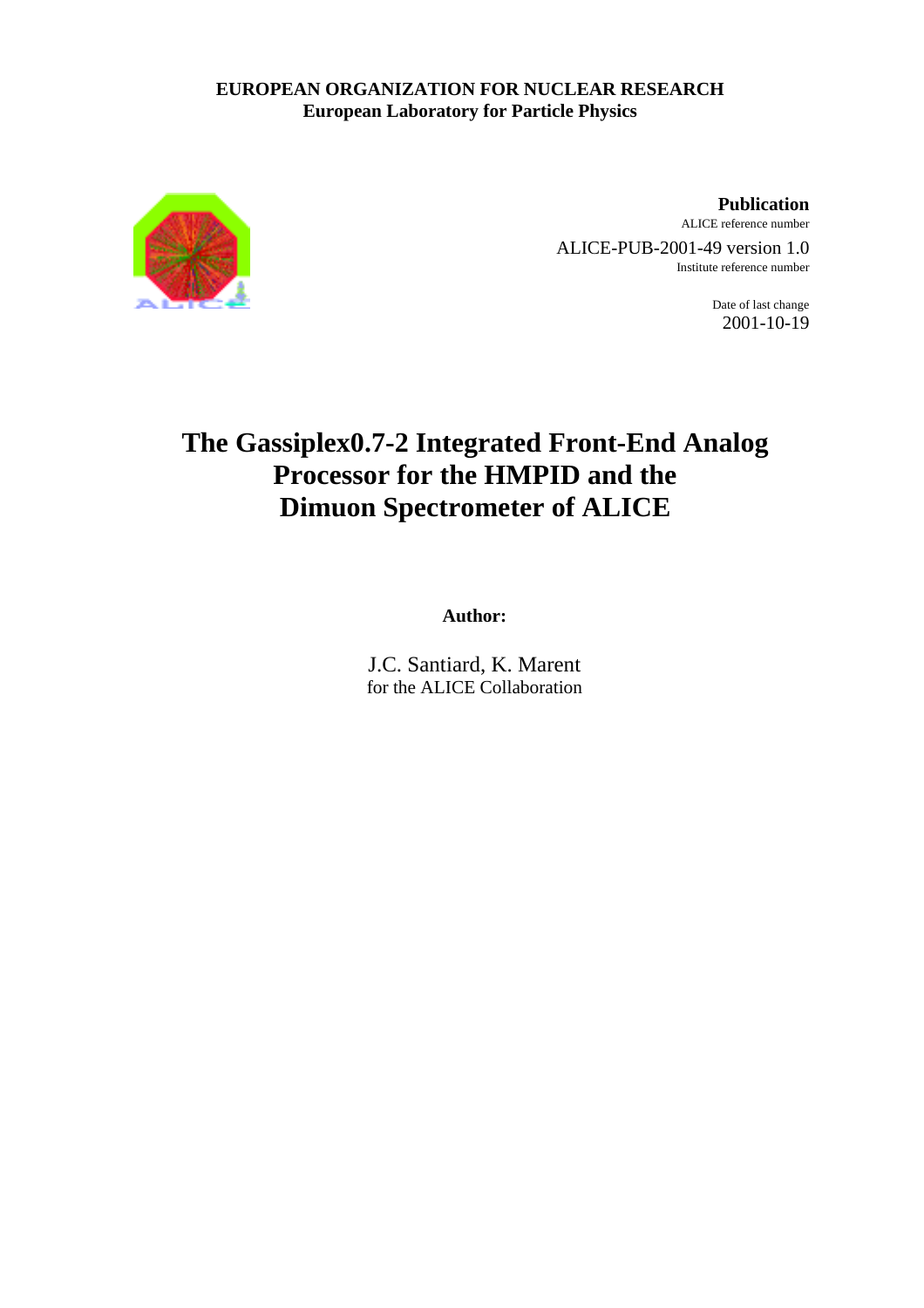**EUROPEAN ORGANIZATION FOR NUCLEAR RESEARCH**
**European Laboratory for Particle Physics**

**Publication**
ALICE reference number
ALICE-PUB-2001-49 version 1.0
Institute reference number

Date of last change
2001-10-19

# The Gassiplex0.7-2 Integrated Front-End Analog Processor for the HMPID and the Dimuon Spectrometer of ALICE

**Author:**

J.C. Santiard, K. Marent
for the ALICE Collaboration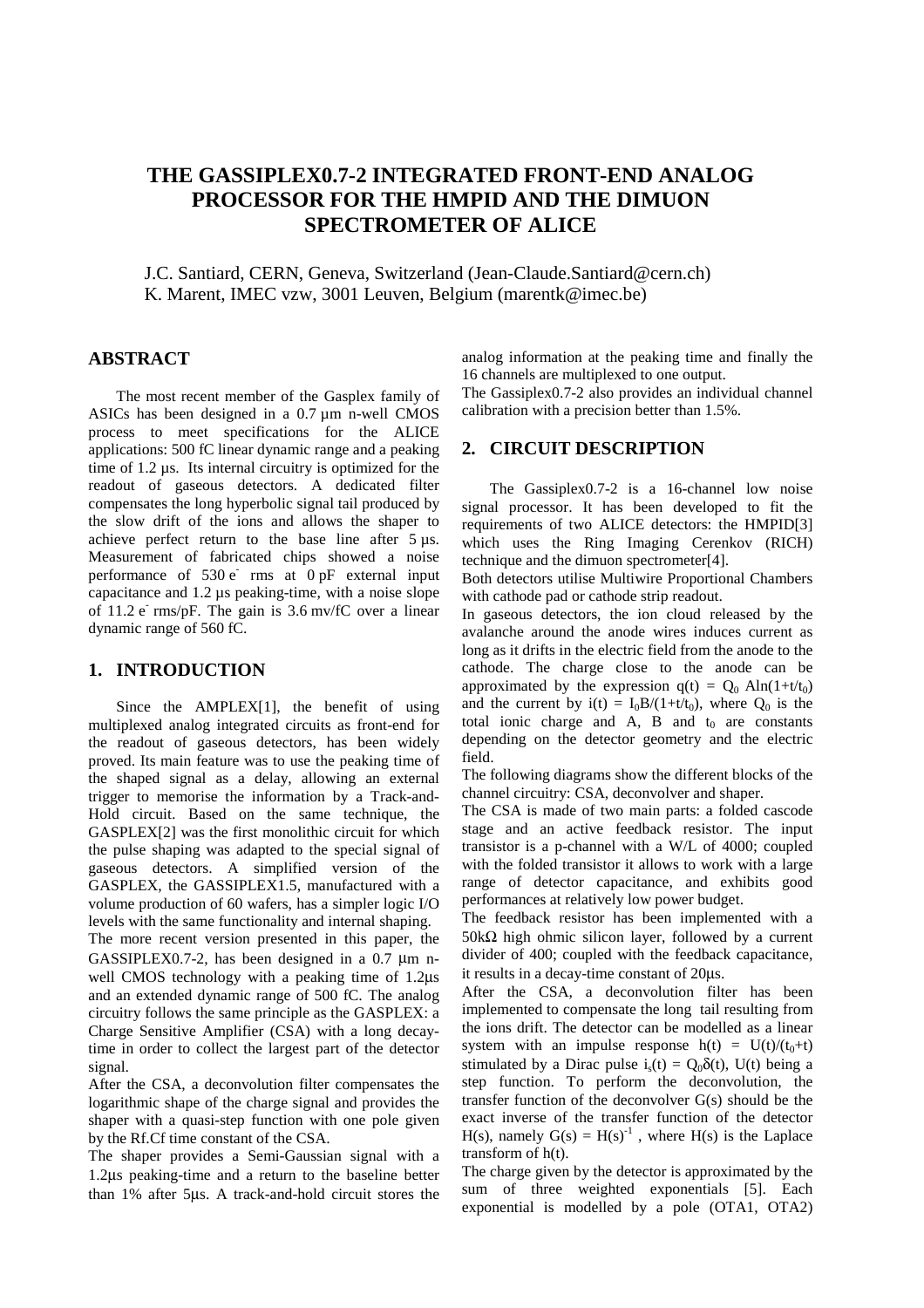# THE GASSIPLEX0.7-2 INTEGRATED FRONT-END ANALOG PROCESSOR FOR THE HMPID AND THE DIMUON SPECTROMETER OF ALICE

J.C. Santiard, CERN, Geneva, Switzerland (Jean-Claude.Santiard@cern.ch)
K. Marent, IMEC vzw, 3001 Leuven, Belgium (marentk@imec.be)

## ABSTRACT

The most recent member of the Gasplex family of ASICs has been designed in a 0.7 µm n-well CMOS process to meet specifications for the ALICE applications: 500 fC linear dynamic range and a peaking time of 1.2 µs. Its internal circuitry is optimized for the readout of gaseous detectors. A dedicated filter compensates the long hyperbolic signal tail produced by the slow drift of the ions and allows the shaper to achieve perfect return to the base line after 5 µs. Measurement of fabricated chips showed a noise performance of 530 $e^-$ rms at 0 pF external input capacitance and 1.2 µs peaking-time, with a noise slope of 11.2 $e^-$ rms/pF. The gain is 3.6 mv/fC over a linear dynamic range of 560 fC.

## 1. INTRODUCTION

Since the AMPLEX[1], the benefit of using multiplexed analog integrated circuits as front-end for the readout of gaseous detectors, has been widely proved. Its main feature was to use the peaking time of the shaped signal as a delay, allowing an external trigger to memorise the information by a Track-and-Hold circuit. Based on the same technique, the GASPLEX[2] was the first monolithic circuit for which the pulse shaping was adapted to the special signal of gaseous detectors. A simplified version of the GASPLEX, the GASSIPLEX1.5, manufactured with a volume production of 60 wafers, has a simpler logic I/O levels with the same functionality and internal shaping.

The more recent version presented in this paper, the GASSIPLEX0.7-2, has been designed in a 0.7 µm n-well CMOS technology with a peaking time of 1.2µs and an extended dynamic range of 500 fC. The analog circuitry follows the same principle as the GASPLEX: a Charge Sensitive Amplifier (CSA) with a long decay-time in order to collect the largest part of the detector signal.

After the CSA, a deconvolution filter compensates the logarithmic shape of the charge signal and provides the shaper with a quasi-step function with one pole given by the Rf.Cf time constant of the CSA.

The shaper provides a Semi-Gaussian signal with a 1.2µs peaking-time and a return to the baseline better than 1% after 5µs. A track-and-hold circuit stores the analog information at the peaking time and finally the 16 channels are multiplexed to one output.

The Gassiplex0.7-2 also provides an individual channel calibration with a precision better than 1.5%.

## 2. CIRCUIT DESCRIPTION

The Gassiplex0.7-2 is a 16-channel low noise signal processor. It has been developed to fit the requirements of two ALICE detectors: the HMPID[3] which uses the Ring Imaging Cerenkov (RICH) technique and the dimuon spectrometer[4].

Both detectors utilise Multiwire Proportional Chambers with cathode pad or cathode strip readout.

In gaseous detectors, the ion cloud released by the avalanche around the anode wires induces current as long as it drifts in the electric field from the anode to the cathode. The charge close to the anode can be approximated by the expression $q(t) = Q_0 A\ln(1+t/t_0)$ and the current by $i(t) = I_0B/(1+t/t_0)$, where $Q_0$ is the total ionic charge and A, B and $t_0$ are constants depending on the detector geometry and the electric field.

The following diagrams show the different blocks of the channel circuitry: CSA, deconvolver and shaper.

The CSA is made of two main parts: a folded cascode stage and an active feedback resistor. The input transistor is a p-channel with a W/L of 4000; coupled with the folded transistor it allows to work with a large range of detector capacitance, and exhibits good performances at relatively low power budget.

The feedback resistor has been implemented with a 50kΩ high ohmic silicon layer, followed by a current divider of 400; coupled with the feedback capacitance, it results in a decay-time constant of 20µs.

After the CSA, a deconvolution filter has been implemented to compensate the long tail resulting from the ions drift. The detector can be modelled as a linear system with an impulse response $h(t) = U(t)/(t_0+t)$ stimulated by a Dirac pulse $i_s(t) = Q_0\delta(t)$, U(t) being a step function. To perform the deconvolution, the transfer function of the deconvolver G(s) should be the exact inverse of the transfer function of the detector H(s), namely $G(s) = H(s)^{-1}$, where H(s) is the Laplace transform of h(t).

The charge given by the detector is approximated by the sum of three weighted exponentials [5]. Each exponential is modelled by a pole (OTA1, OTA2)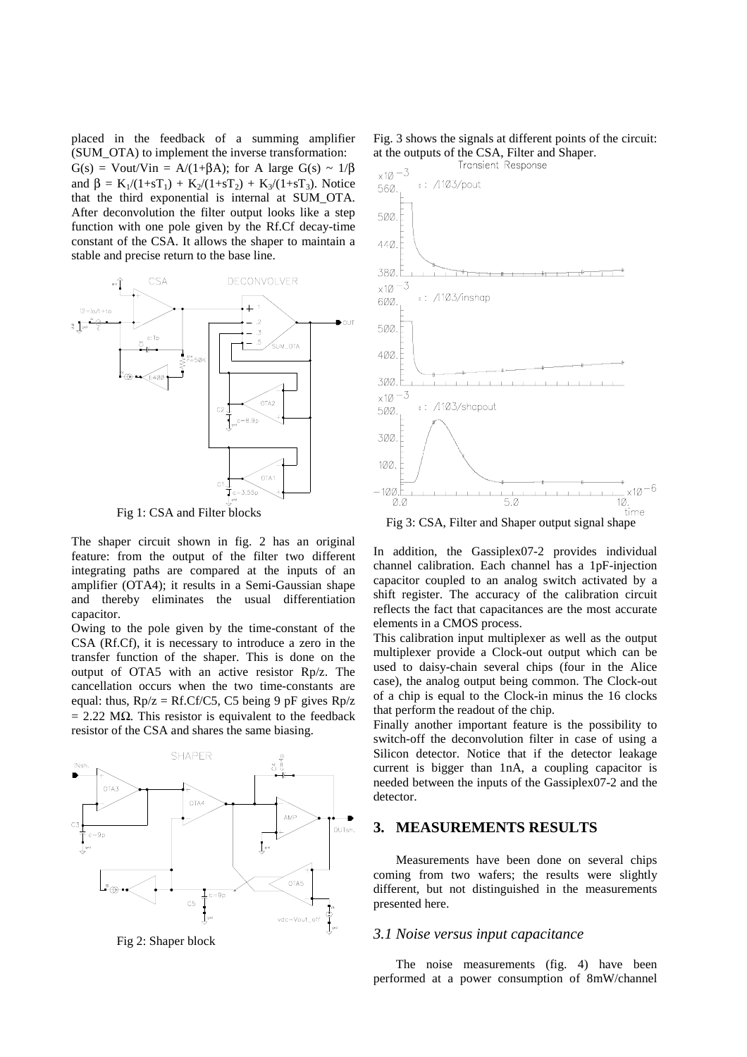placed in the feedback of a summing amplifier (SUM_OTA) to implement the inverse transformation: $G(s) = Vout/Vin = A/(1+\beta A)$; for A large $G(s) \sim 1/\beta$ and $\beta = K_1/(1+sT_1) + K_2/(1+sT_2) + K_3/(1+sT_3)$. Notice that the third exponential is internal at SUM_OTA. After deconvolution the filter output looks like a step function with one pole given by the Rf.Cf decay-time constant of the CSA. It allows the shaper to maintain a stable and precise return to the base line.

Fig 1: CSA and Filter blocks

The shaper circuit shown in fig. 2 has an original feature: from the output of the filter two different integrating paths are compared at the inputs of an amplifier (OTA4); it results in a Semi-Gaussian shape and thereby eliminates the usual differentiation capacitor.

Owing to the pole given by the time-constant of the CSA (Rf.Cf), it is necessary to introduce a zero in the transfer function of the shaper. This is done on the output of OTA5 with an active resistor Rp/z. The cancellation occurs when the two time-constants are equal: thus, Rp/z = Rf.Cf/C5, C5 being 9 pF gives Rp/z = 2.22 MΩ. This resistor is equivalent to the feedback resistor of the CSA and shares the same biasing.

Fig 2: Shaper block

Fig. 3 shows the signals at different points of the circuit: at the outputs of the CSA, Filter and Shaper.

Fig 3: CSA, Filter and Shaper output signal shape

In addition, the Gassiplex07-2 provides individual channel calibration. Each channel has a 1pF-injection capacitor coupled to an analog switch activated by a shift register. The accuracy of the calibration circuit reflects the fact that capacitances are the most accurate elements in a CMOS process.

This calibration input multiplexer as well as the output multiplexer provide a Clock-out output which can be used to daisy-chain several chips (four in the Alice case), the analog output being common. The Clock-out of a chip is equal to the Clock-in minus the 16 clocks that perform the readout of the chip.

Finally another important feature is the possibility to switch-off the deconvolution filter in case of using a Silicon detector. Notice that if the detector leakage current is bigger than 1nA, a coupling capacitor is needed between the inputs of the Gassiplex07-2 and the detector.

## 3. MEASUREMENTS RESULTS

Measurements have been done on several chips coming from two wafers; the results were slightly different, but not distinguished in the measurements presented here.

### *3.1 Noise versus input capacitance*

The noise measurements (fig. 4) have been performed at a power consumption of 8mW/channel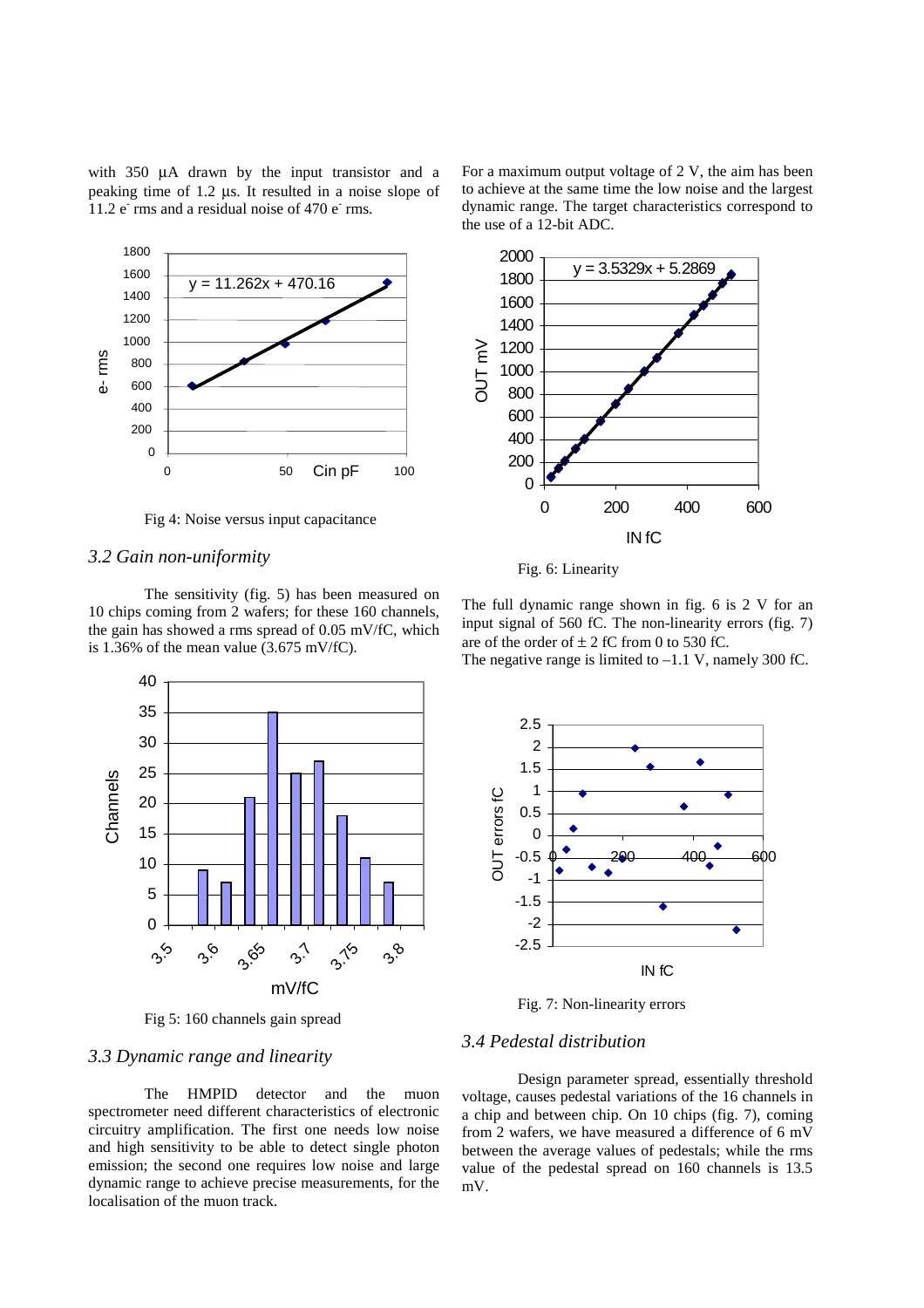with 350 μA drawn by the input transistor and a peaking time of 1.2 μs. It resulted in a noise slope of 11.2 $e^-$ rms and a residual noise of 470 $e^-$ rms.

Fig 4: Noise versus input capacitance

### *3.2 Gain non-uniformity*

The sensitivity (fig. 5) has been measured on 10 chips coming from 2 wafers; for these 160 channels, the gain has showed a rms spread of 0.05 mV/fC, which is 1.36% of the mean value (3.675 mV/fC).

Fig 5: 160 channels gain spread

### *3.3 Dynamic range and linearity*

The HMPID detector and the muon spectrometer need different characteristics of electronic circuitry amplification. The first one needs low noise and high sensitivity to be able to detect single photon emission; the second one requires low noise and large dynamic range to achieve precise measurements, for the localisation of the muon track.

For a maximum output voltage of 2 V, the aim has been to achieve at the same time the low noise and the largest dynamic range. The target characteristics correspond to the use of a 12-bit ADC.

Fig. 6: Linearity

The full dynamic range shown in fig. 6 is 2 V for an input signal of 560 fC. The non-linearity errors (fig. 7) are of the order of ± 2 fC from 0 to 530 fC.
The negative range is limited to –1.1 V, namely 300 fC.

Fig. 7: Non-linearity errors

### *3.4 Pedestal distribution*

Design parameter spread, essentially threshold voltage, causes pedestal variations of the 16 channels in a chip and between chip. On 10 chips (fig. 7), coming from 2 wafers, we have measured a difference of 6 mV between the average values of pedestals; while the rms value of the pedestal spread on 160 channels is 13.5 mV.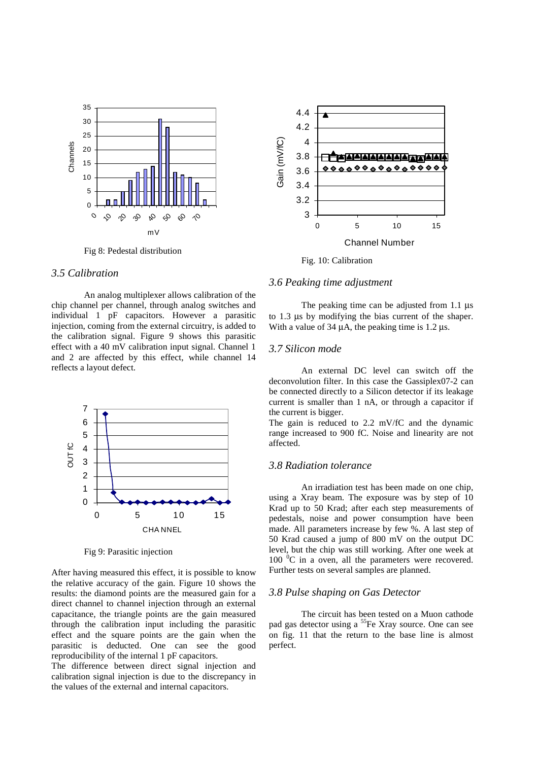Fig 8: Pedestal distribution

### 3.5 Calibration

An analog multiplexer allows calibration of the chip channel per channel, through analog switches and individual 1 pF capacitors. However a parasitic injection, coming from the external circuitry, is added to the calibration signal. Figure 9 shows this parasitic effect with a 40 mV calibration input signal. Channel 1 and 2 are affected by this effect, while channel 14 reflects a layout defect.

Fig 9: Parasitic injection

After having measured this effect, it is possible to know the relative accuracy of the gain. Figure 10 shows the results: the diamond points are the measured gain for a direct channel to channel injection through an external capacitance, the triangle points are the gain measured through the calibration input including the parasitic effect and the square points are the gain when the parasitic is deducted. One can see the good reproducibility of the internal 1 pF capacitors.

The difference between direct signal injection and calibration signal injection is due to the discrepancy in the values of the external and internal capacitors.

Fig. 10: Calibration

### 3.6 Peaking time adjustment

The peaking time can be adjusted from 1.1 µs to 1.3 µs by modifying the bias current of the shaper. With a value of 34 µA, the peaking time is 1.2 µs.

### 3.7 Silicon mode

An external DC level can switch off the deconvolution filter. In this case the Gassiplex07-2 can be connected directly to a Silicon detector if its leakage current is smaller than 1 nA, or through a capacitor if the current is bigger.

The gain is reduced to 2.2 mV/fC and the dynamic range increased to 900 fC. Noise and linearity are not affected.

### 3.8 Radiation tolerance

An irradiation test has been made on one chip, using a Xray beam. The exposure was by step of 10 Krad up to 50 Krad; after each step measurements of pedestals, noise and power consumption have been made. All parameters increase by few %. A last step of 50 Krad caused a jump of 800 mV on the output DC level, but the chip was still working. After one week at 100 $^{0}$C in a oven, all the parameters were recovered. Further tests on several samples are planned.

### 3.8 Pulse shaping on Gas Detector

The circuit has been tested on a Muon cathode pad gas detector using a $^{55}$Fe Xray source. One can see on fig. 11 that the return to the base line is almost perfect.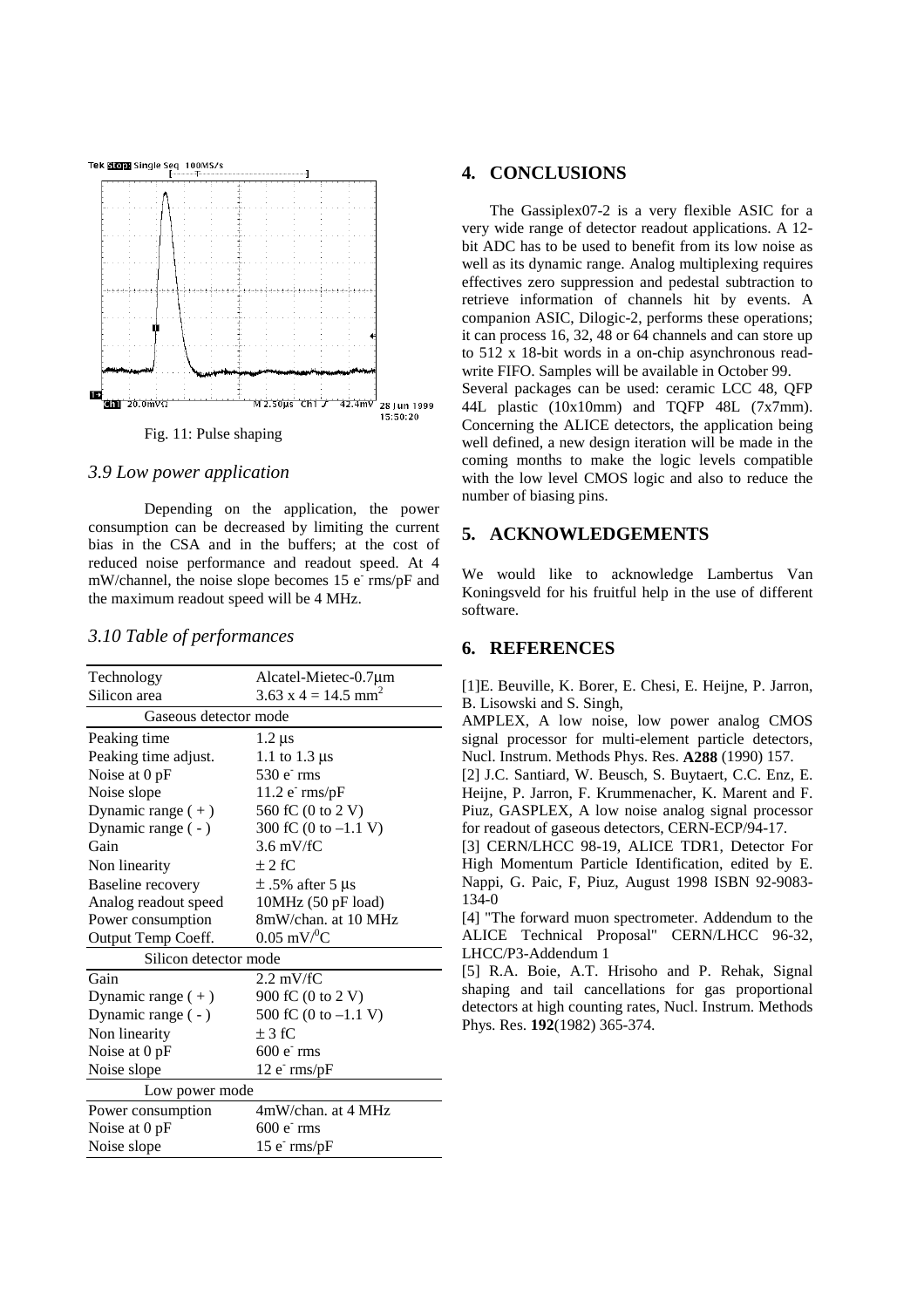Tek Stop: Single Seq 100MS/s

Ch1 20.0mVΩ M 2.50µs Ch1 ƒ 42.4mV 28 Jun 1999 15:50:20

Fig. 11: Pulse shaping

### *3.9 Low power application*

Depending on the application, the power consumption can be decreased by limiting the current bias in the CSA and in the buffers; at the cost of reduced noise performance and readout speed. At 4 mW/channel, the noise slope becomes 15 $e^-$ rms/pF and the maximum readout speed will be 4 MHz.

### *3.10 Table of performances*

| | |
|---|---|
| Technology | Alcatel-Mietec-0.7µm |
| Silicon area | $3.63 \times 4 = 14.5$ mm$^2$ |
| Gaseous detector mode | |
| Peaking time | 1.2 µs |
| Peaking time adjust. | 1.1 to 1.3 µs |
| Noise at 0 pF | 530 $e^-$ rms |
| Noise slope | 11.2 $e^-$ rms/pF |
| Dynamic range ( + ) | 560 fC (0 to 2 V) |
| Dynamic range ( - ) | 300 fC (0 to –1.1 V) |
| Gain | 3.6 mV/fC |
| Non linearity | ± 2 fC |
| Baseline recovery | ± .5% after 5 µs |
| Analog readout speed | 10MHz (50 pF load) |
| Power consumption | 8mW/chan. at 10 MHz |
| Output Temp Coeff. | 0.05 mV/$^0$C |
| Silicon detector mode | |
| Gain | 2.2 mV/fC |
| Dynamic range ( + ) | 900 fC (0 to 2 V) |
| Dynamic range ( - ) | 500 fC (0 to –1.1 V) |
| Non linearity | ± 3 fC |
| Noise at 0 pF | 600 $e^-$ rms |
| Noise slope | 12 $e^-$ rms/pF |
| Low power mode | |
| Power consumption | 4mW/chan. at 4 MHz |
| Noise at 0 pF | 600 $e^-$ rms |
| Noise slope | 15 $e^-$ rms/pF |

## 4. CONCLUSIONS

The Gassiplex07-2 is a very flexible ASIC for a very wide range of detector readout applications. A 12-bit ADC has to be used to benefit from its low noise as well as its dynamic range. Analog multiplexing requires effectives zero suppression and pedestal subtraction to retrieve information of channels hit by events. A companion ASIC, Dilogic-2, performs these operations; it can process 16, 32, 48 or 64 channels and can store up to 512 x 18-bit words in a on-chip asynchronous read-write FIFO. Samples will be available in October 99.
Several packages can be used: ceramic LCC 48, QFP 44L plastic (10x10mm) and TQFP 48L (7x7mm). Concerning the ALICE detectors, the application being well defined, a new design iteration will be made in the coming months to make the logic levels compatible with the low level CMOS logic and also to reduce the number of biasing pins.

## 5. ACKNOWLEDGEMENTS

We would like to acknowledge Lambertus Van Koningsveld for his fruitful help in the use of different software.

## 6. REFERENCES

[1]E. Beuville, K. Borer, E. Chesi, E. Heijne, P. Jarron, B. Lisowski and S. Singh,
AMPLEX, A low noise, low power analog CMOS signal processor for multi-element particle detectors, Nucl. Instrum. Methods Phys. Res. **A288** (1990) 157.

[2] J.C. Santiard, W. Beusch, S. Buytaert, C.C. Enz, E. Heijne, P. Jarron, F. Krummenacher, K. Marent and F. Piuz, GASPLEX, A low noise analog signal processor for readout of gaseous detectors, CERN-ECP/94-17.

[3] CERN/LHCC 98-19, ALICE TDR1, Detector For High Momentum Particle Identification, edited by E. Nappi, G. Paic, F, Piuz, August 1998 ISBN 92-9083-134-0

[4] "The forward muon spectrometer. Addendum to the ALICE Technical Proposal" CERN/LHCC 96-32, LHCC/P3-Addendum 1

[5] R.A. Boie, A.T. Hrisoho and P. Rehak, Signal shaping and tail cancellations for gas proportional detectors at high counting rates, Nucl. Instrum. Methods Phys. Res. **192**(1982) 365-374.